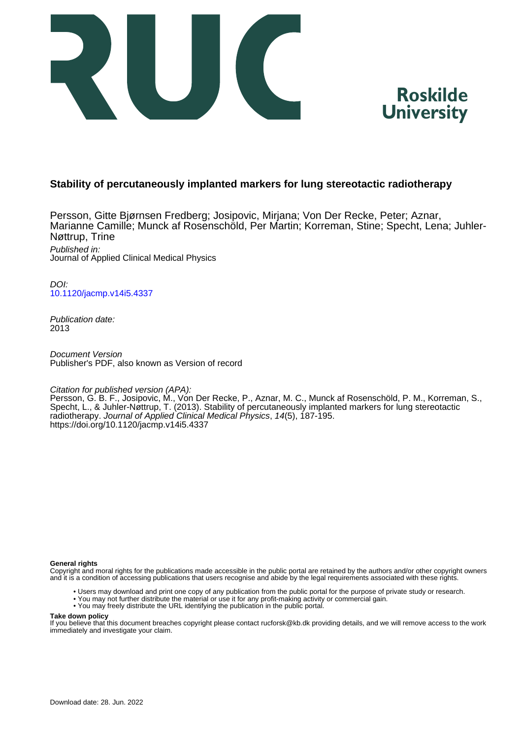Roskilde University

# Stability of percutaneously implanted markers for lung stereotactic radiotherapy

Persson, Gitte Bjørnsen Fredberg; Josipovic, Mirjana; Von Der Recke, Peter; Aznar, Marianne Camille; Munck af Rosenschöld, Per Martin; Korreman, Stine; Specht, Lena; Juhler-Nøttrup, Trine

*Published in:*
Journal of Applied Clinical Medical Physics

*DOI:*
10.1120/jacmp.v14i5.4337

*Publication date:*
2013

*Document Version*
Publisher's PDF, also known as Version of record

*Citation for published version (APA):*
Persson, G. B. F., Josipovic, M., Von Der Recke, P., Aznar, M. C., Munck af Rosenschöld, P. M., Korreman, S., Specht, L., & Juhler-Nøttrup, T. (2013). Stability of percutaneously implanted markers for lung stereotactic radiotherapy. *Journal of Applied Clinical Medical Physics*, *14*(5), 187-195. https://doi.org/10.1120/jacmp.v14i5.4337

**General rights**
Copyright and moral rights for the publications made accessible in the public portal are retained by the authors and/or other copyright owners and it is a condition of accessing publications that users recognise and abide by the legal requirements associated with these rights.

- Users may download and print one copy of any publication from the public portal for the purpose of private study or research.
- You may not further distribute the material or use it for any profit-making activity or commercial gain.
- You may freely distribute the URL identifying the publication in the public portal.

**Take down policy**
If you believe that this document breaches copyright please contact rucforsk@kb.dk providing details, and we will remove access to the work immediately and investigate your claim.

Download date: 28. Jun. 2022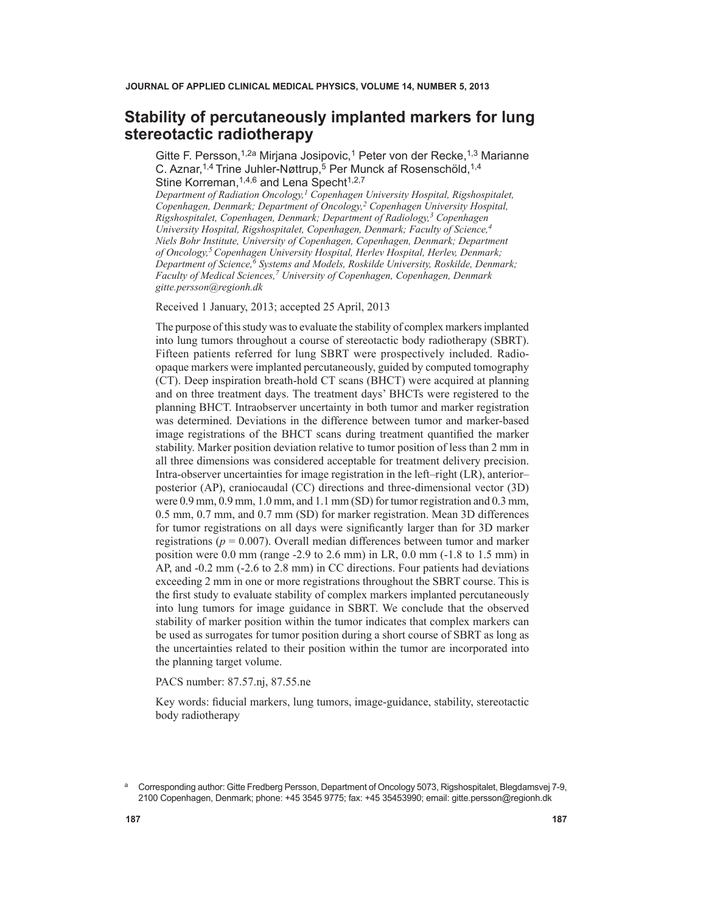# Stability of percutaneously implanted markers for lung stereotactic radiotherapy

Gitte F. Persson,[1,2a] Mirjana Josipovic,[1] Peter von der Recke,[1,3] Marianne C. Aznar,[1,4] Trine Juhler-Nøttrup,[5] Per Munck af Rosenschöld,[1,4] Stine Korreman,[1,4,6] and Lena Specht[1,2,7]

*Department of Radiation Oncology,[1] Copenhagen University Hospital, Rigshospitalet, Copenhagen, Denmark; Department of Oncology,[2] Copenhagen University Hospital, Rigshospitalet, Copenhagen, Denmark; Department of Radiology,[3] Copenhagen University Hospital, Rigshospitalet, Copenhagen, Denmark; Faculty of Science,[4] Niels Bohr Institute, University of Copenhagen, Copenhagen, Denmark; Department of Oncology,[5] Copenhagen University Hospital, Herlev Hospital, Herlev, Denmark; Department of Science,[6] Systems and Models, Roskilde University, Roskilde, Denmark; Faculty of Medical Sciences,[7] University of Copenhagen, Copenhagen, Denmark*
*gitte.persson@regionh.dk*

Received 1 January, 2013; accepted 25 April, 2013

The purpose of this study was to evaluate the stability of complex markers implanted into lung tumors throughout a course of stereotactic body radiotherapy (SBRT). Fifteen patients referred for lung SBRT were prospectively included. Radio-opaque markers were implanted percutaneously, guided by computed tomography (CT). Deep inspiration breath-hold CT scans (BHCT) were acquired at planning and on three treatment days. The treatment days' BHCTs were registered to the planning BHCT. Intraobserver uncertainty in both tumor and marker registration was determined. Deviations in the difference between tumor and marker-based image registrations of the BHCT scans during treatment quantified the marker stability. Marker position deviation relative to tumor position of less than 2 mm in all three dimensions was considered acceptable for treatment delivery precision. Intra-observer uncertainties for image registration in the left–right (LR), anterior–posterior (AP), craniocaudal (CC) directions and three-dimensional vector (3D) were 0.9 mm, 0.9 mm, 1.0 mm, and 1.1 mm (SD) for tumor registration and 0.3 mm, 0.5 mm, 0.7 mm, and 0.7 mm (SD) for marker registration. Mean 3D differences for tumor registrations on all days were significantly larger than for 3D marker registrations ($p = 0.007$). Overall median differences between tumor and marker position were 0.0 mm (range -2.9 to 2.6 mm) in LR, 0.0 mm (-1.8 to 1.5 mm) in AP, and -0.2 mm (-2.6 to 2.8 mm) in CC directions. Four patients had deviations exceeding 2 mm in one or more registrations throughout the SBRT course. This is the first study to evaluate stability of complex markers implanted percutaneously into lung tumors for image guidance in SBRT. We conclude that the observed stability of marker position within the tumor indicates that complex markers can be used as surrogates for tumor position during a short course of SBRT as long as the uncertainties related to their position within the tumor are incorporated into the planning target volume.

PACS number: 87.57.nj, 87.55.ne

Key words: fiducial markers, lung tumors, image-guidance, stability, stereotactic body radiotherapy

[a] Corresponding author: Gitte Fredberg Persson, Department of Oncology 5073, Rigshospitalet, Blegdamsvej 7-9, 2100 Copenhagen, Denmark; phone: +45 3545 9775; fax: +45 35453990; email: gitte.persson@regionh.dk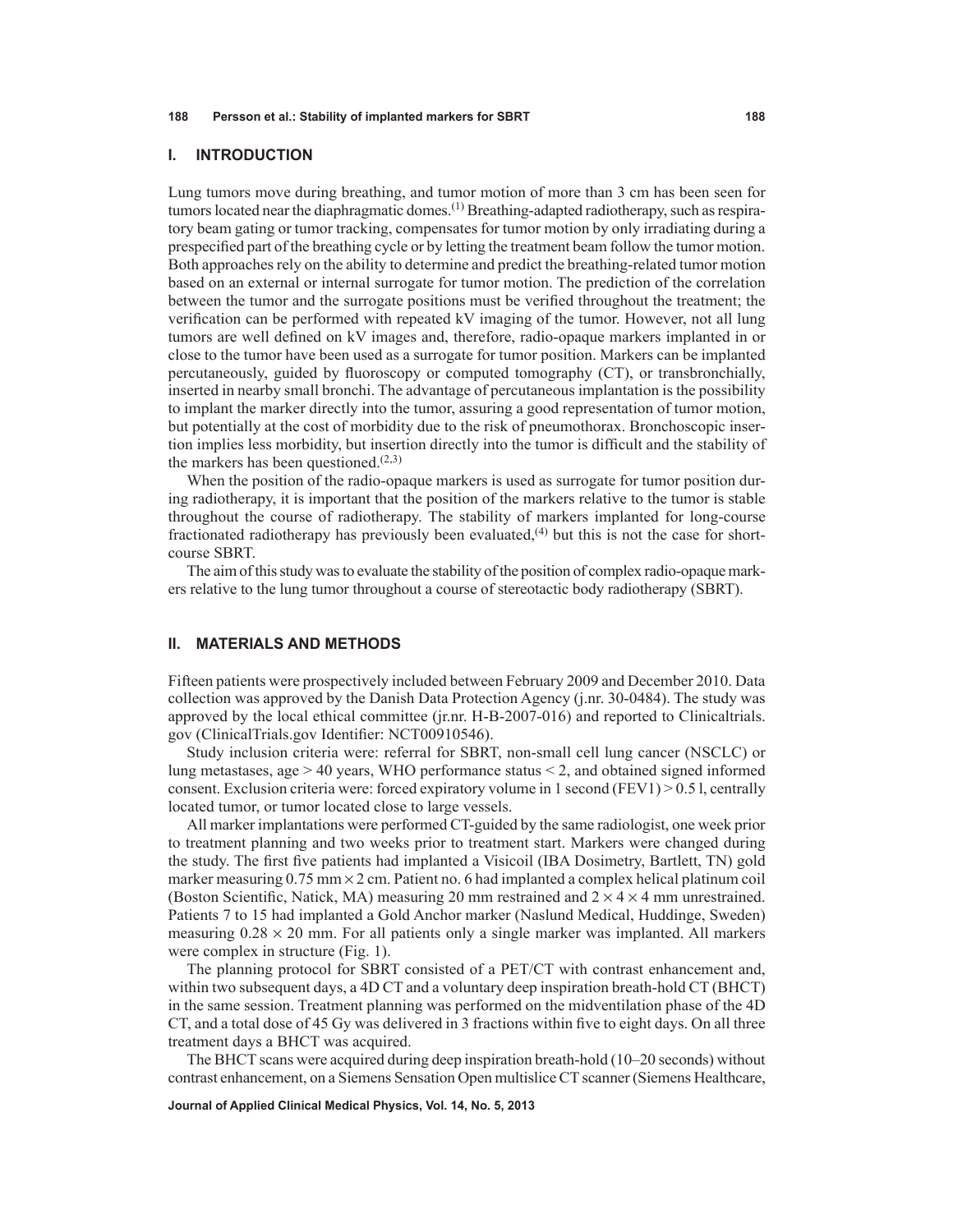## I. INTRODUCTION

Lung tumors move during breathing, and tumor motion of more than 3 cm has been seen for tumors located near the diaphragmatic domes.[1] Breathing-adapted radiotherapy, such as respiratory beam gating or tumor tracking, compensates for tumor motion by only irradiating during a prespecified part of the breathing cycle or by letting the treatment beam follow the tumor motion. Both approaches rely on the ability to determine and predict the breathing-related tumor motion based on an external or internal surrogate for tumor motion. The prediction of the correlation between the tumor and the surrogate positions must be verified throughout the treatment; the verification can be performed with repeated kV imaging of the tumor. However, not all lung tumors are well defined on kV images and, therefore, radio-opaque markers implanted in or close to the tumor have been used as a surrogate for tumor position. Markers can be implanted percutaneously, guided by fluoroscopy or computed tomography (CT), or transbronchially, inserted in nearby small bronchi. The advantage of percutaneous implantation is the possibility to implant the marker directly into the tumor, assuring a good representation of tumor motion, but potentially at the cost of morbidity due to the risk of pneumothorax. Bronchoscopic insertion implies less morbidity, but insertion directly into the tumor is difficult and the stability of the markers has been questioned.[2,3]

When the position of the radio-opaque markers is used as surrogate for tumor position during radiotherapy, it is important that the position of the markers relative to the tumor is stable throughout the course of radiotherapy. The stability of markers implanted for long-course fractionated radiotherapy has previously been evaluated,[4] but this is not the case for short-course SBRT.

The aim of this study was to evaluate the stability of the position of complex radio-opaque markers relative to the lung tumor throughout a course of stereotactic body radiotherapy (SBRT).

## II. MATERIALS AND METHODS

Fifteen patients were prospectively included between February 2009 and December 2010. Data collection was approved by the Danish Data Protection Agency (j.nr. 30-0484). The study was approved by the local ethical committee (jr.nr. H-B-2007-016) and reported to Clinicaltrials.gov (ClinicalTrials.gov Identifier: NCT00910546).

Study inclusion criteria were: referral for SBRT, non-small cell lung cancer (NSCLC) or lung metastases, age > 40 years, WHO performance status < 2, and obtained signed informed consent. Exclusion criteria were: forced expiratory volume in 1 second (FEV1) > 0.5 l, centrally located tumor, or tumor located close to large vessels.

All marker implantations were performed CT-guided by the same radiologist, one week prior to treatment planning and two weeks prior to treatment start. Markers were changed during the study. The first five patients had implanted a Visicoil (IBA Dosimetry, Bartlett, TN) gold marker measuring 0.75 mm × 2 cm. Patient no. 6 had implanted a complex helical platinum coil (Boston Scientific, Natick, MA) measuring 20 mm restrained and 2 × 4 × 4 mm unrestrained. Patients 7 to 15 had implanted a Gold Anchor marker (Naslund Medical, Huddinge, Sweden) measuring 0.28 × 20 mm. For all patients only a single marker was implanted. All markers were complex in structure (Fig. 1).

The planning protocol for SBRT consisted of a PET/CT with contrast enhancement and, within two subsequent days, a 4D CT and a voluntary deep inspiration breath-hold CT (BHCT) in the same session. Treatment planning was performed on the midventilation phase of the 4D CT, and a total dose of 45 Gy was delivered in 3 fractions within five to eight days. On all three treatment days a BHCT was acquired.

The BHCT scans were acquired during deep inspiration breath-hold (10–20 seconds) without contrast enhancement, on a Siemens Sensation Open multislice CT scanner (Siemens Healthcare,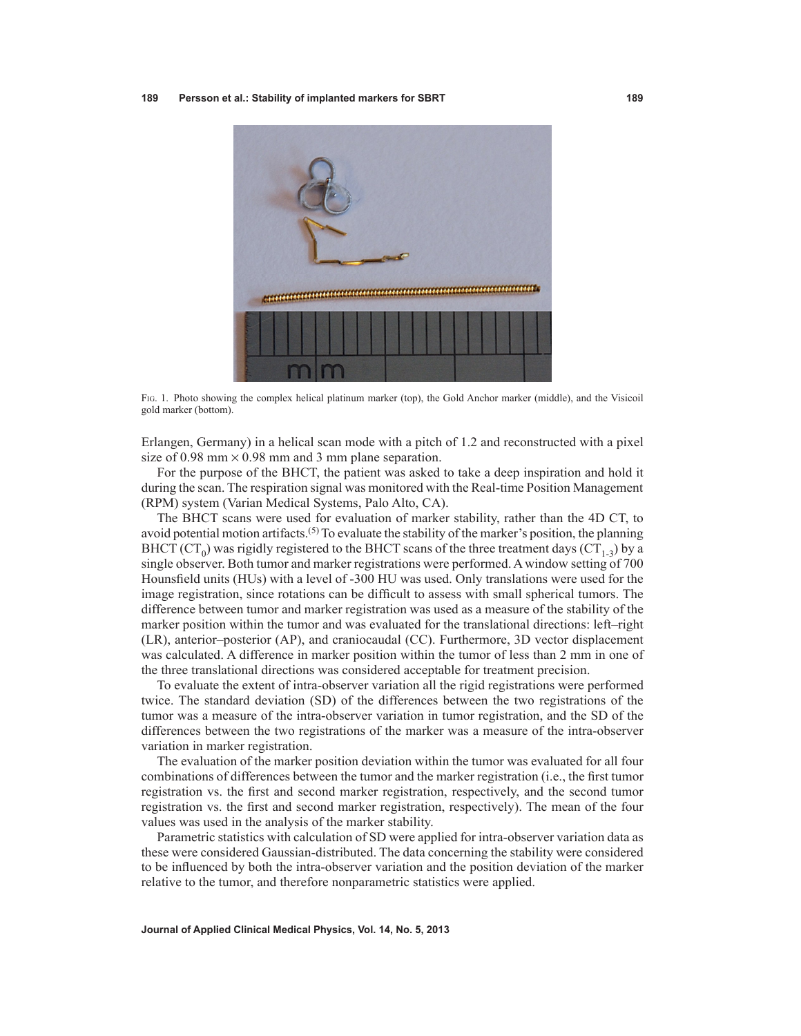Fig. 1. Photo showing the complex helical platinum marker (top), the Gold Anchor marker (middle), and the Visicoil gold marker (bottom).

Erlangen, Germany) in a helical scan mode with a pitch of 1.2 and reconstructed with a pixel size of 0.98 mm × 0.98 mm and 3 mm plane separation.

For the purpose of the BHCT, the patient was asked to take a deep inspiration and hold it during the scan. The respiration signal was monitored with the Real-time Position Management (RPM) system (Varian Medical Systems, Palo Alto, CA).

The BHCT scans were used for evaluation of marker stability, rather than the 4D CT, to avoid potential motion artifacts.[5] To evaluate the stability of the marker's position, the planning BHCT ($CT_0$) was rigidly registered to the BHCT scans of the three treatment days ($CT_{1\text{-}3}$) by a single observer. Both tumor and marker registrations were performed. A window setting of 700 Hounsfield units (HUs) with a level of -300 HU was used. Only translations were used for the image registration, since rotations can be difficult to assess with small spherical tumors. The difference between tumor and marker registration was used as a measure of the stability of the marker position within the tumor and was evaluated for the translational directions: left–right (LR), anterior–posterior (AP), and craniocaudal (CC). Furthermore, 3D vector displacement was calculated. A difference in marker position within the tumor of less than 2 mm in one of the three translational directions was considered acceptable for treatment precision.

To evaluate the extent of intra-observer variation all the rigid registrations were performed twice. The standard deviation (SD) of the differences between the two registrations of the tumor was a measure of the intra-observer variation in tumor registration, and the SD of the differences between the two registrations of the marker was a measure of the intra-observer variation in marker registration.

The evaluation of the marker position deviation within the tumor was evaluated for all four combinations of differences between the tumor and the marker registration (i.e., the first tumor registration vs. the first and second marker registration, respectively, and the second tumor registration vs. the first and second marker registration, respectively). The mean of the four values was used in the analysis of the marker stability.

Parametric statistics with calculation of SD were applied for intra-observer variation data as these were considered Gaussian-distributed. The data concerning the stability were considered to be influenced by both the intra-observer variation and the position deviation of the marker relative to the tumor, and therefore nonparametric statistics were applied.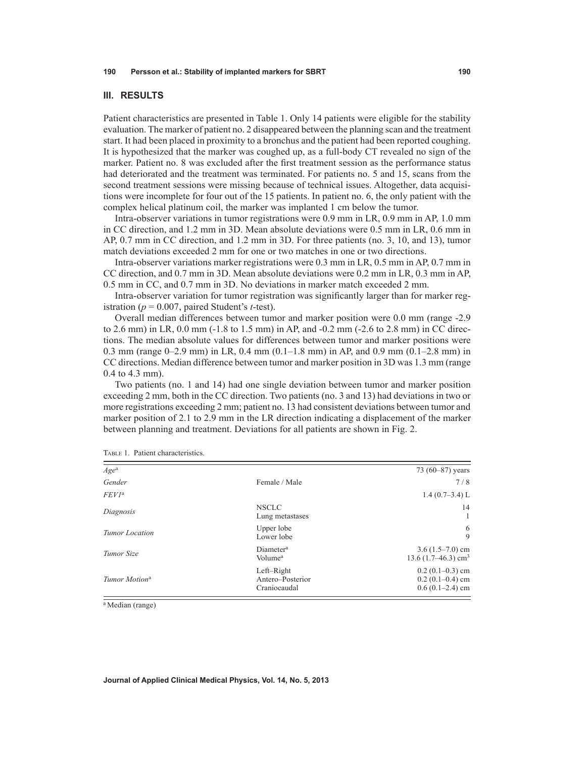## III. RESULTS

Patient characteristics are presented in Table 1. Only 14 patients were eligible for the stability evaluation. The marker of patient no. 2 disappeared between the planning scan and the treatment start. It had been placed in proximity to a bronchus and the patient had been reported coughing. It is hypothesized that the marker was coughed up, as a full-body CT revealed no sign of the marker. Patient no. 8 was excluded after the first treatment session as the performance status had deteriorated and the treatment was terminated. For patients no. 5 and 15, scans from the second treatment sessions were missing because of technical issues. Altogether, data acquisitions were incomplete for four out of the 15 patients. In patient no. 6, the only patient with the complex helical platinum coil, the marker was implanted 1 cm below the tumor.

Intra-observer variations in tumor registrations were 0.9 mm in LR, 0.9 mm in AP, 1.0 mm in CC direction, and 1.2 mm in 3D. Mean absolute deviations were 0.5 mm in LR, 0.6 mm in AP, 0.7 mm in CC direction, and 1.2 mm in 3D. For three patients (no. 3, 10, and 13), tumor match deviations exceeded 2 mm for one or two matches in one or two directions.

Intra-observer variations marker registrations were 0.3 mm in LR, 0.5 mm in AP, 0.7 mm in CC direction, and 0.7 mm in 3D. Mean absolute deviations were 0.2 mm in LR, 0.3 mm in AP, 0.5 mm in CC, and 0.7 mm in 3D. No deviations in marker match exceeded 2 mm.

Intra-observer variation for tumor registration was significantly larger than for marker registration ($p = 0.007$, paired Student's *t*-test).

Overall median differences between tumor and marker position were 0.0 mm (range -2.9 to 2.6 mm) in LR, 0.0 mm (-1.8 to 1.5 mm) in AP, and -0.2 mm (-2.6 to 2.8 mm) in CC directions. The median absolute values for differences between tumor and marker positions were 0.3 mm (range 0–2.9 mm) in LR, 0.4 mm (0.1–1.8 mm) in AP, and 0.9 mm (0.1–2.8 mm) in CC directions. Median difference between tumor and marker position in 3D was 1.3 mm (range 0.4 to 4.3 mm).

Two patients (no. 1 and 14) had one single deviation between tumor and marker position exceeding 2 mm, both in the CC direction. Two patients (no. 3 and 13) had deviations in two or more registrations exceeding 2 mm; patient no. 13 had consistent deviations between tumor and marker position of 2.1 to 2.9 mm in the LR direction indicating a displacement of the marker between planning and treatment. Deviations for all patients are shown in Fig. 2.

Table 1. Patient characteristics.

| | | |
|---|---|---|
| *Age*[a] | | 73 (60–87) years |
| *Gender* | Female / Male | 7 / 8 |
| *FEV1*[a] | | 1.4 (0.7–3.4) L |
| *Diagnosis* | NSCLC | 14 |
| | Lung metastases | 1 |
| *Tumor Location* | Upper lobe | 6 |
| | Lower lobe | 9 |
| *Tumor Size* | Diameter[a] | 3.6 (1.5–7.0) cm |
| | Volume[a] | 13.6 (1.7–46.3) $cm^3$ |
| *Tumor Motion*[a] | Left–Right | 0.2 (0.1–0.3) cm |
| | Antero–Posterior | 0.2 (0.1–0.4) cm |
| | Craniocaudal | 0.6 (0.1–2.4) cm |

[a] Median (range)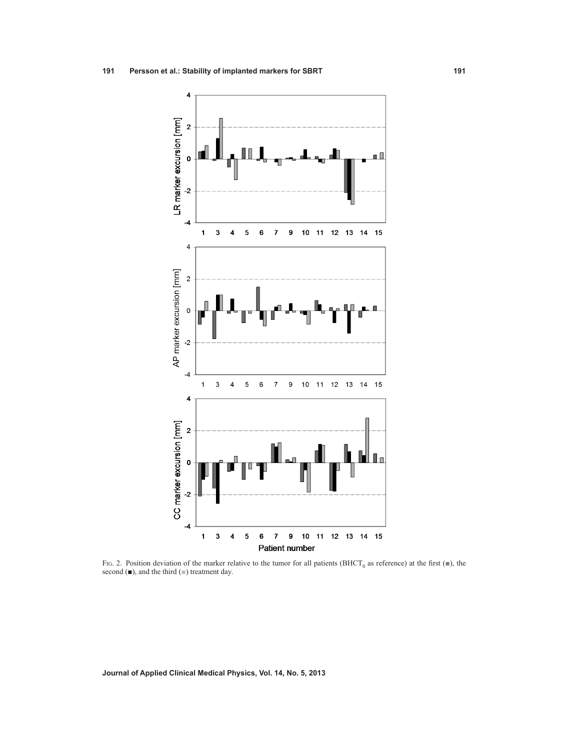4

2

0

-2

-4

LR marker excursion [mm]

1 3 4 5 6 7 9 10 11 12 13 14 15

4

2

0

-2

-4

AP marker excursion [mm]

1 3 4 5 6 7 9 10 11 12 13 14 15

4

2

0

-2

-4

CC marker excursion [mm]

1 3 4 5 6 7 9 10 11 12 13 14 15

Patient number

Fig. 2. Position deviation of the marker relative to the tumor for all patients ($BHCT_0$ as reference) at the first (■), the second (■), and the third (■) treatment day.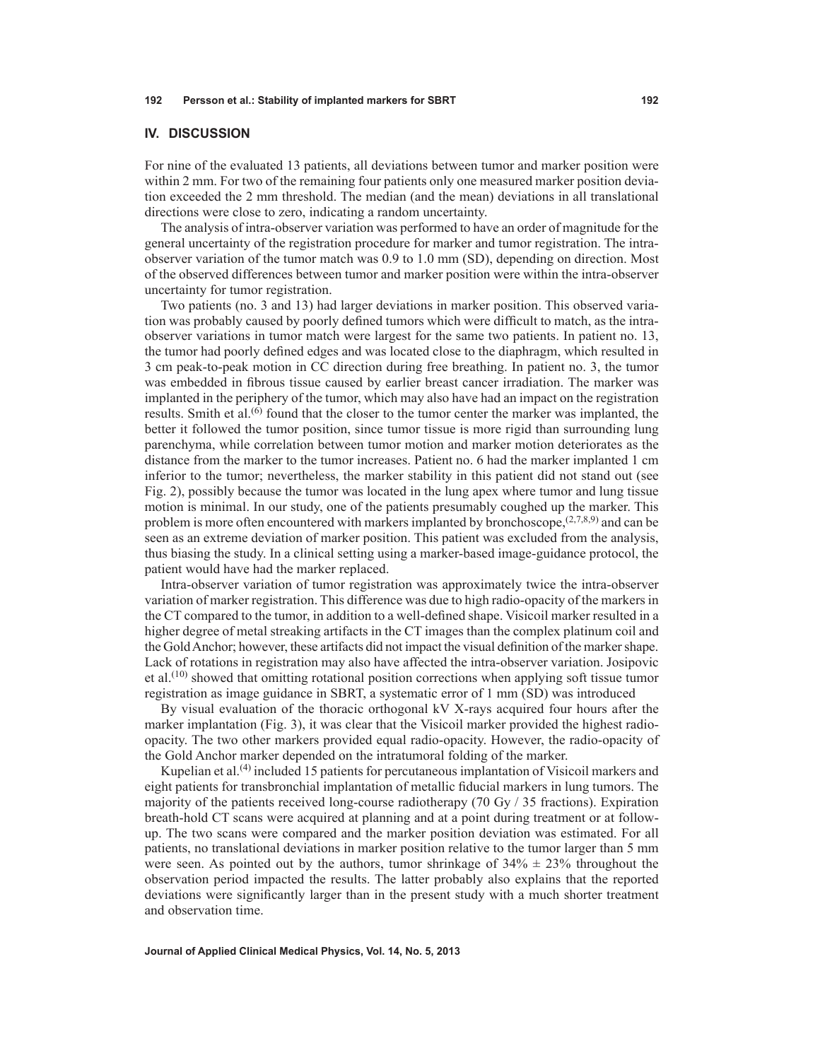## IV. DISCUSSION

For nine of the evaluated 13 patients, all deviations between tumor and marker position were within 2 mm. For two of the remaining four patients only one measured marker position deviation exceeded the 2 mm threshold. The median (and the mean) deviations in all translational directions were close to zero, indicating a random uncertainty.

The analysis of intra-observer variation was performed to have an order of magnitude for the general uncertainty of the registration procedure for marker and tumor registration. The intra-observer variation of the tumor match was 0.9 to 1.0 mm (SD), depending on direction. Most of the observed differences between tumor and marker position were within the intra-observer uncertainty for tumor registration.

Two patients (no. 3 and 13) had larger deviations in marker position. This observed variation was probably caused by poorly defined tumors which were difficult to match, as the intra-observer variations in tumor match were largest for the same two patients. In patient no. 13, the tumor had poorly defined edges and was located close to the diaphragm, which resulted in 3 cm peak-to-peak motion in CC direction during free breathing. In patient no. 3, the tumor was embedded in fibrous tissue caused by earlier breast cancer irradiation. The marker was implanted in the periphery of the tumor, which may also have had an impact on the registration results. Smith et al.[6] found that the closer to the tumor center the marker was implanted, the better it followed the tumor position, since tumor tissue is more rigid than surrounding lung parenchyma, while correlation between tumor motion and marker motion deteriorates as the distance from the marker to the tumor increases. Patient no. 6 had the marker implanted 1 cm inferior to the tumor; nevertheless, the marker stability in this patient did not stand out (see Fig. 2), possibly because the tumor was located in the lung apex where tumor and lung tissue motion is minimal. In our study, one of the patients presumably coughed up the marker. This problem is more often encountered with markers implanted by bronchoscope,[2,7,8,9] and can be seen as an extreme deviation of marker position. This patient was excluded from the analysis, thus biasing the study. In a clinical setting using a marker-based image-guidance protocol, the patient would have had the marker replaced.

Intra-observer variation of tumor registration was approximately twice the intra-observer variation of marker registration. This difference was due to high radio-opacity of the markers in the CT compared to the tumor, in addition to a well-defined shape. Visicoil marker resulted in a higher degree of metal streaking artifacts in the CT images than the complex platinum coil and the Gold Anchor; however, these artifacts did not impact the visual definition of the marker shape. Lack of rotations in registration may also have affected the intra-observer variation. Josipovic et al.[10] showed that omitting rotational position corrections when applying soft tissue tumor registration as image guidance in SBRT, a systematic error of 1 mm (SD) was introduced

By visual evaluation of the thoracic orthogonal kV X-rays acquired four hours after the marker implantation (Fig. 3), it was clear that the Visicoil marker provided the highest radio-opacity. The two other markers provided equal radio-opacity. However, the radio-opacity of the Gold Anchor marker depended on the intratumoral folding of the marker.

Kupelian et al.[4] included 15 patients for percutaneous implantation of Visicoil markers and eight patients for transbronchial implantation of metallic fiducial markers in lung tumors. The majority of the patients received long-course radiotherapy (70 Gy / 35 fractions). Expiration breath-hold CT scans were acquired at planning and at a point during treatment or at follow-up. The two scans were compared and the marker position deviation was estimated. For all patients, no translational deviations in marker position relative to the tumor larger than 5 mm were seen. As pointed out by the authors, tumor shrinkage of $34\% \pm 23\%$ throughout the observation period impacted the results. The latter probably also explains that the reported deviations were significantly larger than in the present study with a much shorter treatment and observation time.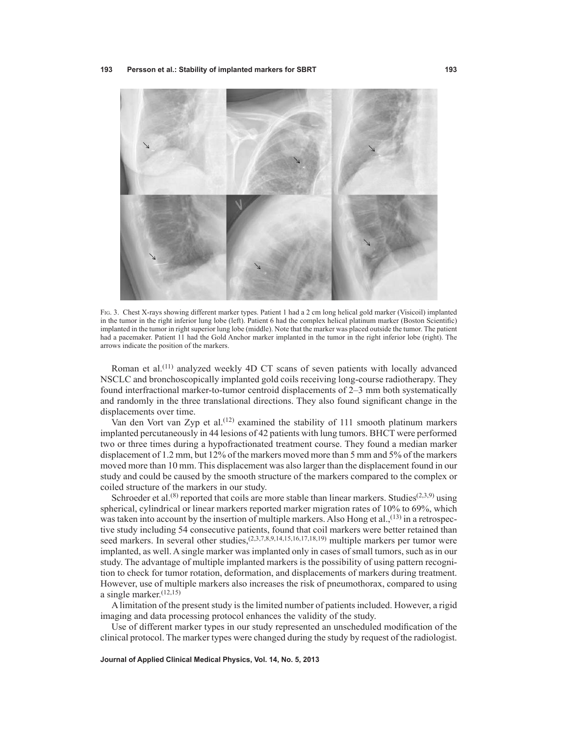Fig. 3. Chest X-rays showing different marker types. Patient 1 had a 2 cm long helical gold marker (Visicoil) implanted in the tumor in the right inferior lung lobe (left). Patient 6 had the complex helical platinum marker (Boston Scientific) implanted in the tumor in right superior lung lobe (middle). Note that the marker was placed outside the tumor. The patient had a pacemaker. Patient 11 had the Gold Anchor marker implanted in the tumor in the right inferior lobe (right). The arrows indicate the position of the markers.

Roman et al.[11] analyzed weekly 4D CT scans of seven patients with locally advanced NSCLC and bronchoscopically implanted gold coils receiving long-course radiotherapy. They found interfractional marker-to-tumor centroid displacements of 2–3 mm both systematically and randomly in the three translational directions. They also found significant change in the displacements over time.

Van den Vort van Zyp et al.[12] examined the stability of 111 smooth platinum markers implanted percutaneously in 44 lesions of 42 patients with lung tumors. BHCT were performed two or three times during a hypofractionated treatment course. They found a median marker displacement of 1.2 mm, but 12% of the markers moved more than 5 mm and 5% of the markers moved more than 10 mm. This displacement was also larger than the displacement found in our study and could be caused by the smooth structure of the markers compared to the complex or coiled structure of the markers in our study.

Schroeder et al.[8] reported that coils are more stable than linear markers. Studies[2,3,9] using spherical, cylindrical or linear markers reported marker migration rates of 10% to 69%, which was taken into account by the insertion of multiple markers. Also Hong et al.,[13] in a retrospective study including 54 consecutive patients, found that coil markers were better retained than seed markers. In several other studies,[2,3,7,8,9,14,15,16,17,18,19] multiple markers per tumor were implanted, as well. A single marker was implanted only in cases of small tumors, such as in our study. The advantage of multiple implanted markers is the possibility of using pattern recognition to check for tumor rotation, deformation, and displacements of markers during treatment. However, use of multiple markers also increases the risk of pneumothorax, compared to using a single marker.[12,15]

A limitation of the present study is the limited number of patients included. However, a rigid imaging and data processing protocol enhances the validity of the study.

Use of different marker types in our study represented an unscheduled modification of the clinical protocol. The marker types were changed during the study by request of the radiologist.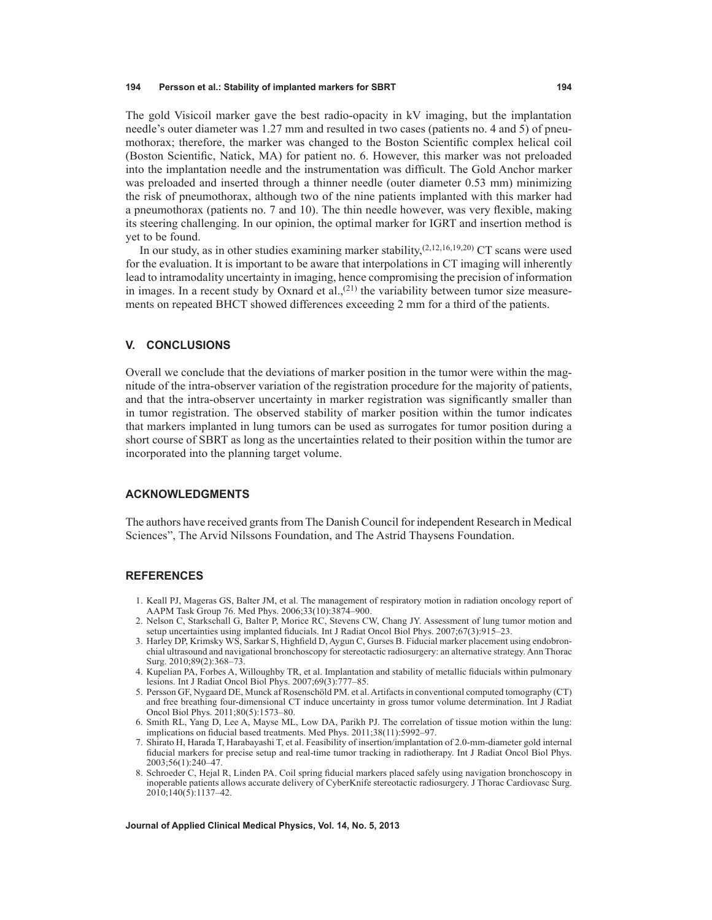The gold Visicoil marker gave the best radio-opacity in kV imaging, but the implantation needle's outer diameter was 1.27 mm and resulted in two cases (patients no. 4 and 5) of pneumothorax; therefore, the marker was changed to the Boston Scientific complex helical coil (Boston Scientific, Natick, MA) for patient no. 6. However, this marker was not preloaded into the implantation needle and the instrumentation was difficult. The Gold Anchor marker was preloaded and inserted through a thinner needle (outer diameter 0.53 mm) minimizing the risk of pneumothorax, although two of the nine patients implanted with this marker had a pneumothorax (patients no. 7 and 10). The thin needle however, was very flexible, making its steering challenging. In our opinion, the optimal marker for IGRT and insertion method is yet to be found.

In our study, as in other studies examining marker stability,[2,12,16,19,20] CT scans were used for the evaluation. It is important to be aware that interpolations in CT imaging will inherently lead to intramodality uncertainty in imaging, hence compromising the precision of information in images. In a recent study by Oxnard et al.,[21] the variability between tumor size measurements on repeated BHCT showed differences exceeding 2 mm for a third of the patients.

## V. CONCLUSIONS

Overall we conclude that the deviations of marker position in the tumor were within the magnitude of the intra-observer variation of the registration procedure for the majority of patients, and that the intra-observer uncertainty in marker registration was significantly smaller than in tumor registration. The observed stability of marker position within the tumor indicates that markers implanted in lung tumors can be used as surrogates for tumor position during a short course of SBRT as long as the uncertainties related to their position within the tumor are incorporated into the planning target volume.

## ACKNOWLEDGMENTS

The authors have received grants from The Danish Council for independent Research in Medical Sciences", The Arvid Nilssons Foundation, and The Astrid Thaysens Foundation.

## REFERENCES

1. Keall PJ, Mageras GS, Balter JM, et al. The management of respiratory motion in radiation oncology report of AAPM Task Group 76. Med Phys. 2006;33(10):3874–900.
2. Nelson C, Starkschall G, Balter P, Morice RC, Stevens CW, Chang JY. Assessment of lung tumor motion and setup uncertainties using implanted fiducials. Int J Radiat Oncol Biol Phys. 2007;67(3):915–23.
3. Harley DP, Krimsky WS, Sarkar S, Highfield D, Aygun C, Gurses B. Fiducial marker placement using endobronchial ultrasound and navigational bronchoscopy for stereotactic radiosurgery: an alternative strategy. Ann Thorac Surg. 2010;89(2):368–73.
4. Kupelian PA, Forbes A, Willoughby TR, et al. Implantation and stability of metallic fiducials within pulmonary lesions. Int J Radiat Oncol Biol Phys. 2007;69(3):777–85.
5. Persson GF, Nygaard DE, Munck af Rosenschöld PM. et al. Artifacts in conventional computed tomography (CT) and free breathing four-dimensional CT induce uncertainty in gross tumor volume determination. Int J Radiat Oncol Biol Phys. 2011;80(5):1573–80.
6. Smith RL, Yang D, Lee A, Mayse ML, Low DA, Parikh PJ. The correlation of tissue motion within the lung: implications on fiducial based treatments. Med Phys. 2011;38(11):5992–97.
7. Shirato H, Harada T, Harabayashi T, et al. Feasibility of insertion/implantation of 2.0-mm-diameter gold internal fiducial markers for precise setup and real-time tumor tracking in radiotherapy. Int J Radiat Oncol Biol Phys. 2003;56(1):240–47.
8. Schroeder C, Hejal R, Linden PA. Coil spring fiducial markers placed safely using navigation bronchoscopy in inoperable patients allows accurate delivery of CyberKnife stereotactic radiosurgery. J Thorac Cardiovasc Surg. 2010;140(5):1137–42.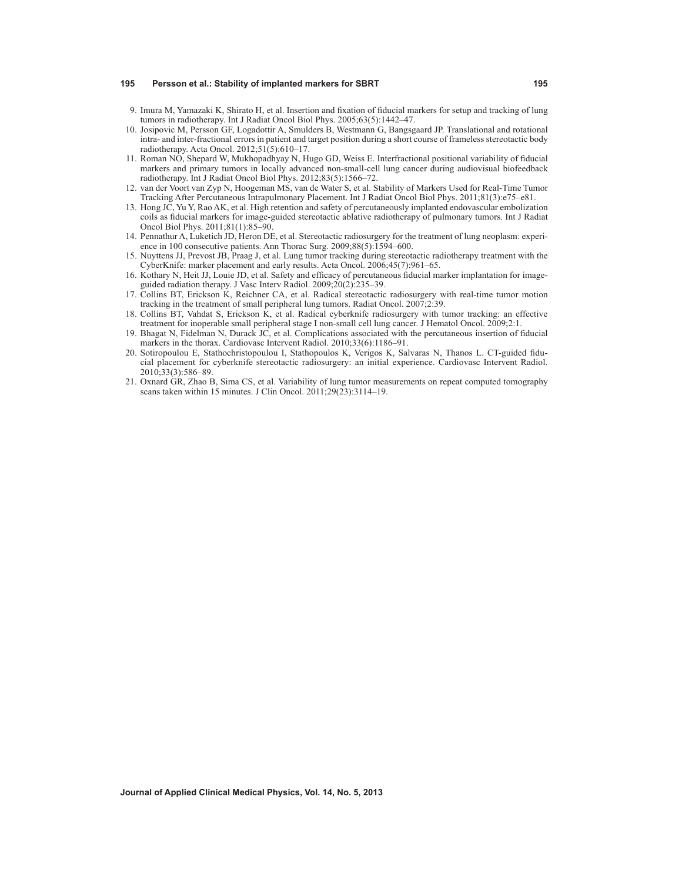9. Imura M, Yamazaki K, Shirato H, et al. Insertion and fixation of fiducial markers for setup and tracking of lung tumors in radiotherapy. Int J Radiat Oncol Biol Phys. 2005;63(5):1442–47.
10. Josipovic M, Persson GF, Logadottir A, Smulders B, Westmann G, Bangsgaard JP. Translational and rotational intra- and inter-fractional errors in patient and target position during a short course of frameless stereotactic body radiotherapy. Acta Oncol. 2012;51(5):610–17.
11. Roman NO, Shepard W, Mukhopadhyay N, Hugo GD, Weiss E. Interfractional positional variability of fiducial markers and primary tumors in locally advanced non-small-cell lung cancer during audiovisual biofeedback radiotherapy. Int J Radiat Oncol Biol Phys. 2012;83(5):1566–72.
12. van der Voort van Zyp N, Hoogeman MS, van de Water S, et al. Stability of Markers Used for Real-Time Tumor Tracking After Percutaneous Intrapulmonary Placement. Int J Radiat Oncol Biol Phys. 2011;81(3):e75–e81.
13. Hong JC, Yu Y, Rao AK, et al. High retention and safety of percutaneously implanted endovascular embolization coils as fiducial markers for image-guided stereotactic ablative radiotherapy of pulmonary tumors. Int J Radiat Oncol Biol Phys. 2011;81(1):85–90.
14. Pennathur A, Luketich JD, Heron DE, et al. Stereotactic radiosurgery for the treatment of lung neoplasm: experience in 100 consecutive patients. Ann Thorac Surg. 2009;88(5):1594–600.
15. Nuyttens JJ, Prevost JB, Praag J, et al. Lung tumor tracking during stereotactic radiotherapy treatment with the CyberKnife: marker placement and early results. Acta Oncol. 2006;45(7):961–65.
16. Kothary N, Heit JJ, Louie JD, et al. Safety and efficacy of percutaneous fiducial marker implantation for image-guided radiation therapy. J Vasc Interv Radiol. 2009;20(2):235–39.
17. Collins BT, Erickson K, Reichner CA, et al. Radical stereotactic radiosurgery with real-time tumor motion tracking in the treatment of small peripheral lung tumors. Radiat Oncol. 2007;2:39.
18. Collins BT, Vahdat S, Erickson K, et al. Radical cyberknife radiosurgery with tumor tracking: an effective treatment for inoperable small peripheral stage I non-small cell lung cancer. J Hematol Oncol. 2009;2:1.
19. Bhagat N, Fidelman N, Durack JC, et al. Complications associated with the percutaneous insertion of fiducial markers in the thorax. Cardiovasc Intervent Radiol. 2010;33(6):1186–91.
20. Sotiropoulou E, Stathochristopoulou I, Stathopoulos K, Verigos K, Salvaras N, Thanos L. CT-guided fiducial placement for cyberknife stereotactic radiosurgery: an initial experience. Cardiovasc Intervent Radiol. 2010;33(3):586–89.
21. Oxnard GR, Zhao B, Sima CS, et al. Variability of lung tumor measurements on repeat computed tomography scans taken within 15 minutes. J Clin Oncol. 2011;29(23):3114–19.